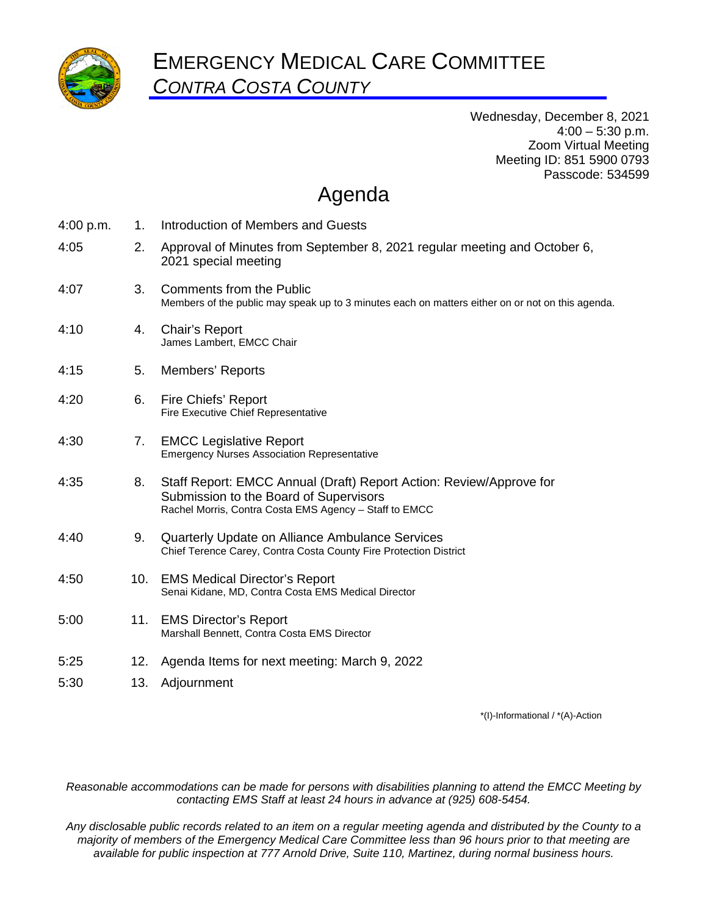# EMERGENCY MEDICAL CARE COMMITTEE

## *CONTRA COSTA COUNTY*

Wednesday, December 8, 2021
4:00 – 5:30 p.m.
Zoom Virtual Meeting
Meeting ID: 851 5900 0793
Passcode: 534599

# Agenda

| Time | No. | Item |
|---|---|---|
| 4:00 p.m. | 1. | Introduction of Members and Guests |
| 4:05 | 2. | Approval of Minutes from September 8, 2021 regular meeting and October 6, 2021 special meeting |
| 4:07 | 3. | Comments from the Public<br>Members of the public may speak up to 3 minutes each on matters either on or not on this agenda. |
| 4:10 | 4. | Chair's Report<br>James Lambert, EMCC Chair |
| 4:15 | 5. | Members' Reports |
| 4:20 | 6. | Fire Chiefs' Report<br>Fire Executive Chief Representative |
| 4:30 | 7. | EMCC Legislative Report<br>Emergency Nurses Association Representative |
| 4:35 | 8. | Staff Report: EMCC Annual (Draft) Report Action: Review/Approve for Submission to the Board of Supervisors<br>Rachel Morris, Contra Costa EMS Agency – Staff to EMCC |
| 4:40 | 9. | Quarterly Update on Alliance Ambulance Services<br>Chief Terence Carey, Contra Costa County Fire Protection District |
| 4:50 | 10. | EMS Medical Director's Report<br>Senai Kidane, MD, Contra Costa EMS Medical Director |
| 5:00 | 11. | EMS Director's Report<br>Marshall Bennett, Contra Costa EMS Director |
| 5:25 | 12. | Agenda Items for next meeting: March 9, 2022 |
| 5:30 | 13. | Adjournment |

*(I)-Informational / *(A)-Action

*Reasonable accommodations can be made for persons with disabilities planning to attend the EMCC Meeting by contacting EMS Staff at least 24 hours in advance at (925) 608-5454.*

*Any disclosable public records related to an item on a regular meeting agenda and distributed by the County to a majority of members of the Emergency Medical Care Committee less than 96 hours prior to that meeting are available for public inspection at 777 Arnold Drive, Suite 110, Martinez, during normal business hours.*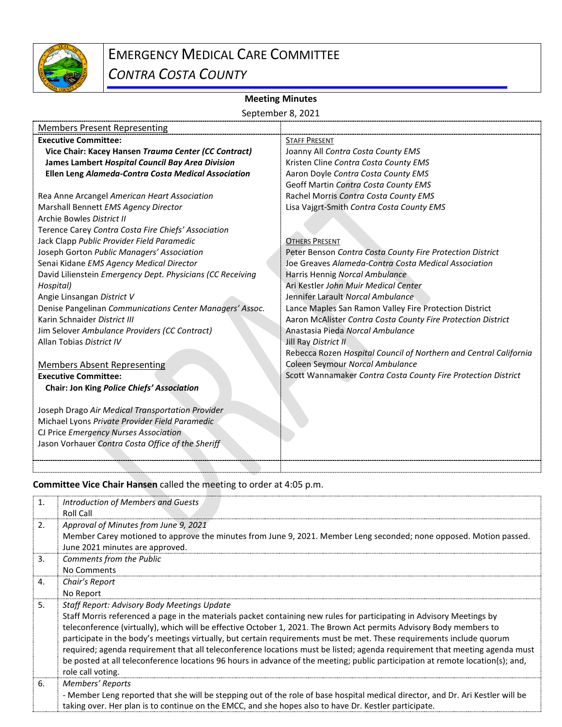# EMERGENCY MEDICAL CARE COMMITTEE

*CONTRA COSTA COUNTY*

**Meeting Minutes**

September 8, 2021

| Members Present Representing | |
|---|---|
| **Executive Committee:** | STAFF PRESENT |
| **Vice Chair: Kacey Hansen *Trauma Center (CC Contract)*** | Joanny All *Contra Costa County EMS* |
| **James Lambert *Hospital Council Bay Area Division*** | Kristen Cline *Contra Costa County EMS* |
| **Ellen Leng *Alameda-Contra Costa Medical Association*** | Aaron Doyle *Contra Costa County EMS* |
| | Geoff Martin *Contra Costa County EMS* |
| Rea Anne Arcangel *American Heart Association* | Rachel Morris *Contra Costa County EMS* |
| Marshall Bennett *EMS Agency Director* | Lisa Vajgrt-Smith *Contra Costa County EMS* |
| Archie Bowles *District II* | |
| Terence Carey *Contra Costa Fire Chiefs' Association* | |
| Jack Clapp *Public Provider Field Paramedic* | OTHERS PRESENT |
| Joseph Gorton *Public Managers' Association* | Peter Benson *Contra Costa County Fire Protection District* |
| Senai Kidane *EMS Agency Medical Director* | Joe Greaves *Alameda-Contra Costa Medical Association* |
| David Lilienstein *Emergency Dept. Physicians (CC Receiving Hospital)* | Harris Hennig *Norcal Ambulance* |
| | Ari Kestler *John Muir Medical Center* |
| Angie Linsangan *District V* | Jennifer Larault *Norcal Ambulance* |
| Denise Pangelinan *Communications Center Managers' Assoc.* | Lance Maples San Ramon Valley Fire Protection District |
| Karin Schnaider *District III* | Aaron McAlister *Contra Costa County Fire Protection District* |
| Jim Selover *Ambulance Providers (CC Contract)* | Anastasia Pieda *Norcal Ambulance* |
| Allan Tobias *District IV* | Jill Ray *District II* |
| | Rebecca Rozen *Hospital Council of Northern and Central California* |
| Members Absent Representing | Coleen Seymour *Norcal Ambulance* |
| **Executive Committee:** | Scott Wannamaker *Contra Costa County Fire Protection District* |
| **Chair: Jon King *Police Chiefs' Association*** | |
| | |
| Joseph Drago *Air Medical Transportation Provider* | |
| Michael Lyons *Private Provider Field Paramedic* | |
| CJ Price *Emergency Nurses Association* | |
| Jason Vorhauer *Contra Costa Office of the Sheriff* | |

**Committee Vice Chair Hansen** called the meeting to order at 4:05 p.m.

| | |
|---|---|
| 1. | *Introduction of Members and Guests*<br>Roll Call |
| 2. | *Approval of Minutes from June 9, 2021*<br>Member Carey motioned to approve the minutes from June 9, 2021. Member Leng seconded; none opposed. Motion passed. June 2021 minutes are approved. |
| 3. | *Comments from the Public*<br>No Comments |
| 4. | *Chair's Report*<br>No Report |
| 5. | *Staff Report: Advisory Body Meetings Update*<br>Staff Morris referenced a page in the materials packet containing new rules for participating in Advisory Meetings by teleconference (virtually), which will be effective October 1, 2021. The Brown Act permits Advisory Body members to participate in the body's meetings virtually, but certain requirements must be met. These requirements include quorum required; agenda requirement that all teleconference locations must be listed; agenda requirement that meeting agenda must be posted at all teleconference locations 96 hours in advance of the meeting; public participation at remote location(s); and, role call voting. |
| 6. | *Members' Reports*<br>- Member Leng reported that she will be stepping out of the role of base hospital medical director, and Dr. Ari Kestler will be taking over. Her plan is to continue on the EMCC, and she hopes also to have Dr. Kestler participate. |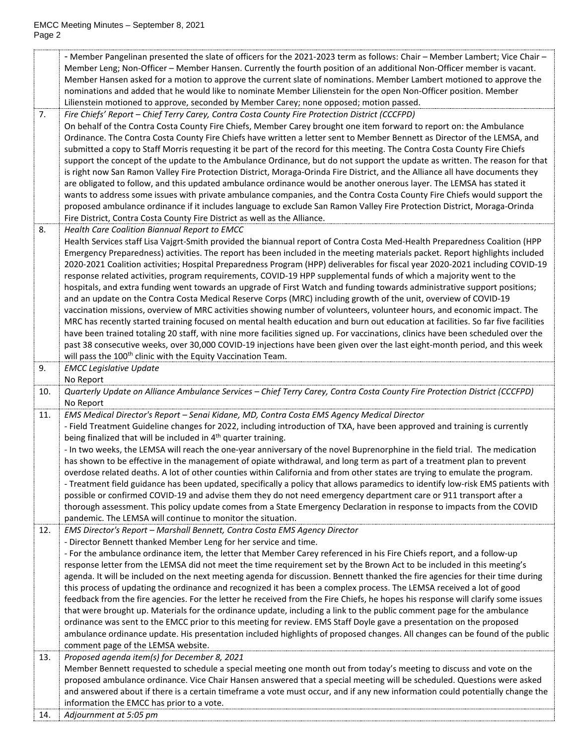| | |
|---|---|
| | - Member Pangelinan presented the slate of officers for the 2021-2023 term as follows: Chair – Member Lambert; Vice Chair – Member Leng; Non-Officer – Member Hansen. Currently the fourth position of an additional Non-Officer member is vacant. Member Hansen asked for a motion to approve the current slate of nominations. Member Lambert motioned to approve the nominations and added that he would like to nominate Member Lilienstein for the open Non-Officer position. Member Lilienstein motioned to approve, seconded by Member Carey; none opposed; motion passed. |
| 7. | *Fire Chiefs' Report – Chief Terry Carey, Contra Costa County Fire Protection District (CCCFPD)*<br>On behalf of the Contra Costa County Fire Chiefs, Member Carey brought one item forward to report on: the Ambulance Ordinance. The Contra Costa County Fire Chiefs have written a letter sent to Member Bennett as Director of the LEMSA, and submitted a copy to Staff Morris requesting it be part of the record for this meeting. The Contra Costa County Fire Chiefs support the concept of the update to the Ambulance Ordinance, but do not support the update as written. The reason for that is right now San Ramon Valley Fire Protection District, Moraga-Orinda Fire District, and the Alliance all have documents they are obligated to follow, and this updated ambulance ordinance would be another onerous layer. The LEMSA has stated it wants to address some issues with private ambulance companies, and the Contra Costa County Fire Chiefs would support the proposed ambulance ordinance if it includes language to exclude San Ramon Valley Fire Protection District, Moraga-Orinda Fire District, Contra Costa County Fire District as well as the Alliance. |
| 8. | *Health Care Coalition Biannual Report to EMCC*<br>Health Services staff Lisa Vajgrt-Smith provided the biannual report of Contra Costa Med-Health Preparedness Coalition (HPP Emergency Preparedness) activities. The report has been included in the meeting materials packet. Report highlights included 2020-2021 Coalition activities; Hospital Preparedness Program (HPP) deliverables for fiscal year 2020-2021 including COVID-19 response related activities, program requirements, COVID-19 HPP supplemental funds of which a majority went to the hospitals, and extra funding went towards an upgrade of First Watch and funding towards administrative support positions; and an update on the Contra Costa Medical Reserve Corps (MRC) including growth of the unit, overview of COVID-19 vaccination missions, overview of MRC activities showing number of volunteers, volunteer hours, and economic impact. The MRC has recently started training focused on mental health education and burn out education at facilities. So far five facilities have been trained totaling 20 staff, with nine more facilities signed up. For vaccinations, clinics have been scheduled over the past 38 consecutive weeks, over 30,000 COVID-19 injections have been given over the last eight-month period, and this week will pass the 100th clinic with the Equity Vaccination Team. |
| 9. | *EMCC Legislative Update*<br>No Report |
| 10. | *Quarterly Update on Alliance Ambulance Services – Chief Terry Carey, Contra Costa County Fire Protection District (CCCFPD)*<br>No Report |
| 11. | *EMS Medical Director's Report – Senai Kidane, MD, Contra Costa EMS Agency Medical Director*<br>- Field Treatment Guideline changes for 2022, including introduction of TXA, have been approved and training is currently being finalized that will be included in 4th quarter training.<br>- In two weeks, the LEMSA will reach the one-year anniversary of the novel Buprenorphine in the field trial. The medication has shown to be effective in the management of opiate withdrawal, and long term as part of a treatment plan to prevent overdose related deaths. A lot of other counties within California and from other states are trying to emulate the program.<br>- Treatment field guidance has been updated, specifically a policy that allows paramedics to identify low-risk EMS patients with possible or confirmed COVID-19 and advise them they do not need emergency department care or 911 transport after a thorough assessment. This policy update comes from a State Emergency Declaration in response to impacts from the COVID pandemic. The LEMSA will continue to monitor the situation. |
| 12. | *EMS Director's Report – Marshall Bennett, Contra Costa EMS Agency Director*<br>- Director Bennett thanked Member Leng for her service and time.<br>- For the ambulance ordinance item, the letter that Member Carey referenced in his Fire Chiefs report, and a follow-up response letter from the LEMSA did not meet the time requirement set by the Brown Act to be included in this meeting's agenda. It will be included on the next meeting agenda for discussion. Bennett thanked the fire agencies for their time during this process of updating the ordinance and recognized it has been a complex process. The LEMSA received a lot of good feedback from the fire agencies. For the letter he received from the Fire Chiefs, he hopes his response will clarify some issues that were brought up. Materials for the ordinance update, including a link to the public comment page for the ambulance ordinance was sent to the EMCC prior to this meeting for review. EMS Staff Doyle gave a presentation on the proposed ambulance ordinance update. His presentation included highlights of proposed changes. All changes can be found of the public comment page of the LEMSA website. |
| 13. | *Proposed agenda item(s) for December 8, 2021*<br>Member Bennett requested to schedule a special meeting one month out from today's meeting to discuss and vote on the proposed ambulance ordinance. Vice Chair Hansen answered that a special meeting will be scheduled. Questions were asked and answered about if there is a certain timeframe a vote must occur, and if any new information could potentially change the information the EMCC has prior to a vote. |
| 14. | *Adjournment at 5:05 pm* |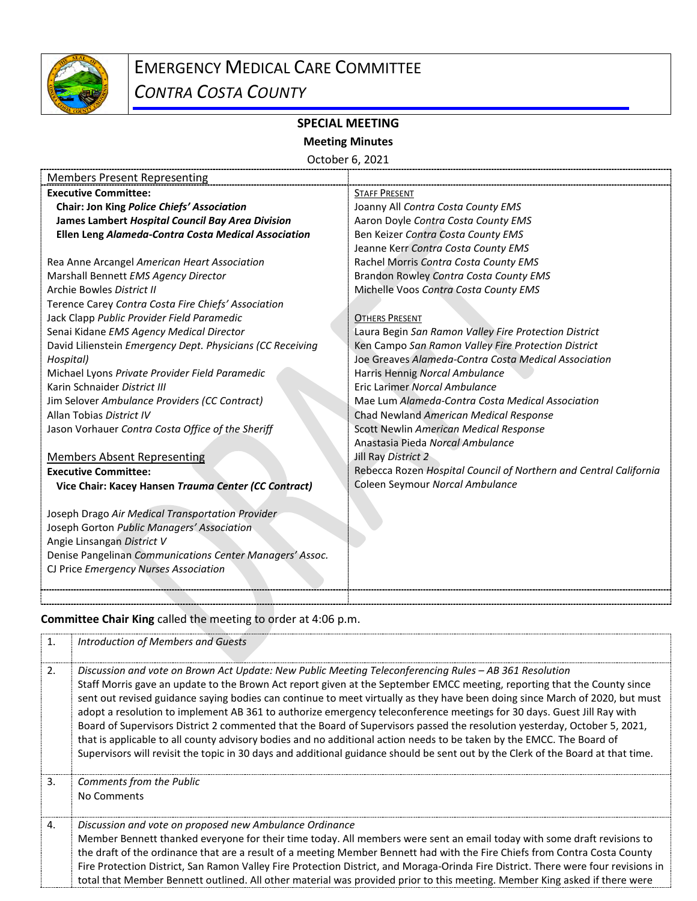# EMERGENCY MEDICAL CARE COMMITTEE

## *CONTRA COSTA COUNTY*

**SPECIAL MEETING**

**Meeting Minutes**

October 6, 2021

| Members Present Representing | |
|---|---|
| **Executive Committee:** | STAFF PRESENT |
| **Chair: Jon King *Police Chiefs' Association*** | Joanny All *Contra Costa County EMS* |
| **James Lambert *Hospital Council Bay Area Division*** | Aaron Doyle *Contra Costa County EMS* |
| **Ellen Leng *Alameda-Contra Costa Medical Association*** | Ben Keizer *Contra Costa County EMS* |
| | Jeanne Kerr *Contra Costa County EMS* |
| Rea Anne Arcangel *American Heart Association* | Rachel Morris *Contra Costa County EMS* |
| Marshall Bennett *EMS Agency Director* | Brandon Rowley *Contra Costa County EMS* |
| Archie Bowles *District II* | Michelle Voos *Contra Costa County EMS* |
| Terence Carey *Contra Costa Fire Chiefs' Association* | |
| Jack Clapp *Public Provider Field Paramedic* | OTHERS PRESENT |
| Senai Kidane *EMS Agency Medical Director* | Laura Begin *San Ramon Valley Fire Protection District* |
| David Lilienstein *Emergency Dept. Physicians (CC Receiving Hospital)* | Ken Campo *San Ramon Valley Fire Protection District* |
| | Joe Greaves *Alameda-Contra Costa Medical Association* |
| Michael Lyons *Private Provider Field Paramedic* | Harris Hennig *Norcal Ambulance* |
| Karin Schnaider *District III* | Eric Larimer *Norcal Ambulance* |
| Jim Selover *Ambulance Providers (CC Contract)* | Mae Lum *Alameda-Contra Costa Medical Association* |
| Allan Tobias *District IV* | Chad Newland *American Medical Response* |
| Jason Vorhauer *Contra Costa Office of the Sheriff* | Scott Newlin *American Medical Response* |
| | Anastasia Pieda *Norcal Ambulance* |
| Members Absent Representing | Jill Ray *District 2* |
| **Executive Committee:** | Rebecca Rozen *Hospital Council of Northern and Central California* |
| **Vice Chair: Kacey Hansen *Trauma Center (CC Contract)*** | Coleen Seymour *Norcal Ambulance* |
| | |
| Joseph Drago *Air Medical Transportation Provider* | |
| Joseph Gorton *Public Managers' Association* | |
| Angie Linsangan *District V* | |
| Denise Pangelinan *Communications Center Managers' Assoc.* | |
| CJ Price *Emergency Nurses Association* | |

**Committee Chair King** called the meeting to order at 4:06 p.m.

| | |
|---|---|
| 1. | *Introduction of Members and Guests* |
| 2. | *Discussion and vote on Brown Act Update: New Public Meeting Teleconferencing Rules – AB 361 Resolution*<br>Staff Morris gave an update to the Brown Act report given at the September EMCC meeting, reporting that the County since sent out revised guidance saying bodies can continue to meet virtually as they have been doing since March of 2020, but must adopt a resolution to implement AB 361 to authorize emergency teleconference meetings for 30 days. Guest Jill Ray with Board of Supervisors District 2 commented that the Board of Supervisors passed the resolution yesterday, October 5, 2021, that is applicable to all county advisory bodies and no additional action needs to be taken by the EMCC. The Board of Supervisors will revisit the topic in 30 days and additional guidance should be sent out by the Clerk of the Board at that time. |
| 3. | *Comments from the Public*<br>No Comments |
| 4. | *Discussion and vote on proposed new Ambulance Ordinance*<br>Member Bennett thanked everyone for their time today. All members were sent an email today with some draft revisions to the draft of the ordinance that are a result of a meeting Member Bennett had with the Fire Chiefs from Contra Costa County Fire Protection District, San Ramon Valley Fire Protection District, and Moraga-Orinda Fire District. There were four revisions in total that Member Bennett outlined. All other material was provided prior to this meeting. Member King asked if there were |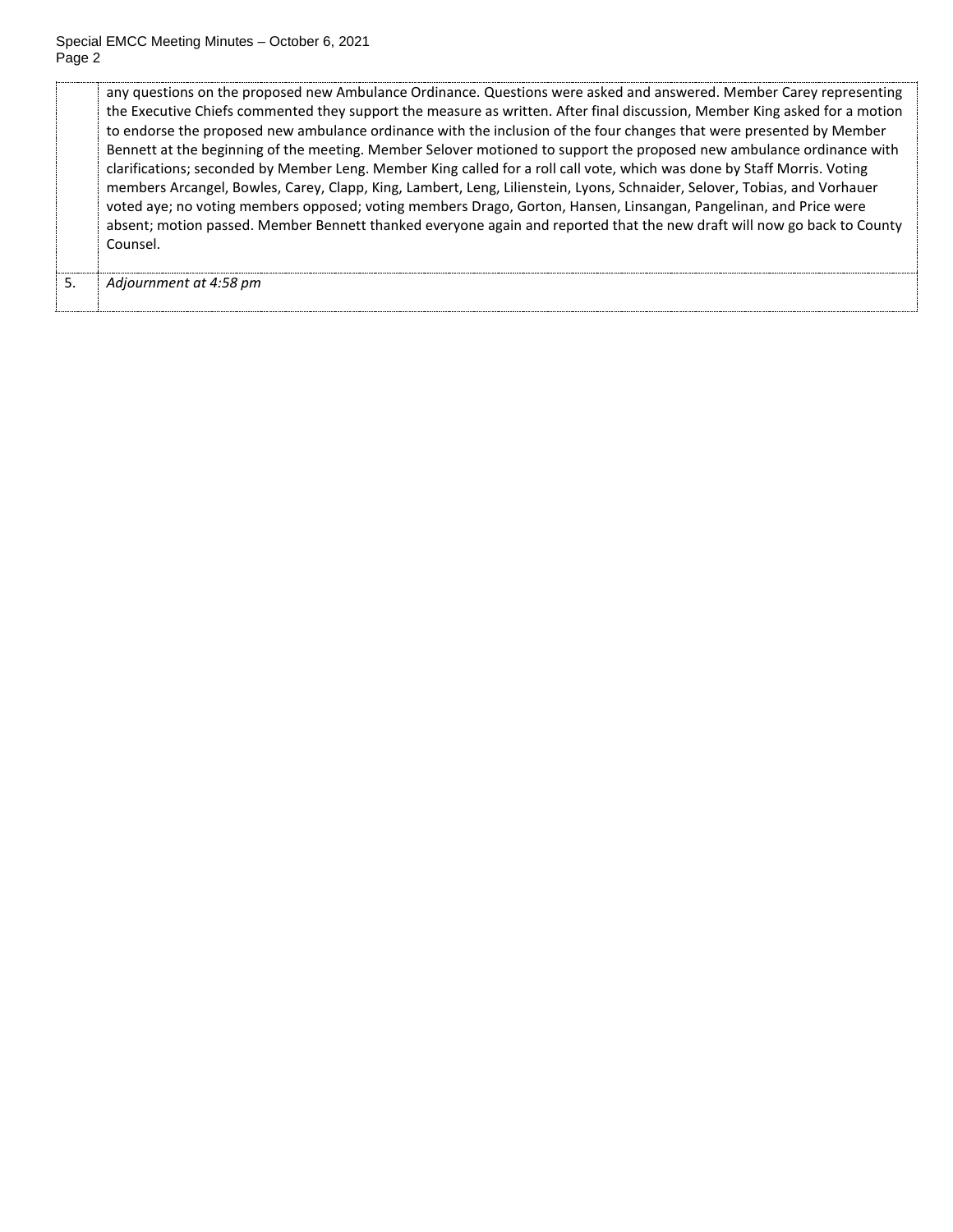|  |  |
|---|---|
|  | any questions on the proposed new Ambulance Ordinance. Questions were asked and answered. Member Carey representing the Executive Chiefs commented they support the measure as written. After final discussion, Member King asked for a motion to endorse the proposed new ambulance ordinance with the inclusion of the four changes that were presented by Member Bennett at the beginning of the meeting. Member Selover motioned to support the proposed new ambulance ordinance with clarifications; seconded by Member Leng. Member King called for a roll call vote, which was done by Staff Morris. Voting members Arcangel, Bowles, Carey, Clapp, King, Lambert, Leng, Lilienstein, Lyons, Schnaider, Selover, Tobias, and Vorhauer voted aye; no voting members opposed; voting members Drago, Gorton, Hansen, Linsangan, Pangelinan, and Price were absent; motion passed. Member Bennett thanked everyone again and reported that the new draft will now go back to County Counsel. |
| 5. | *Adjournment at 4:58 pm* |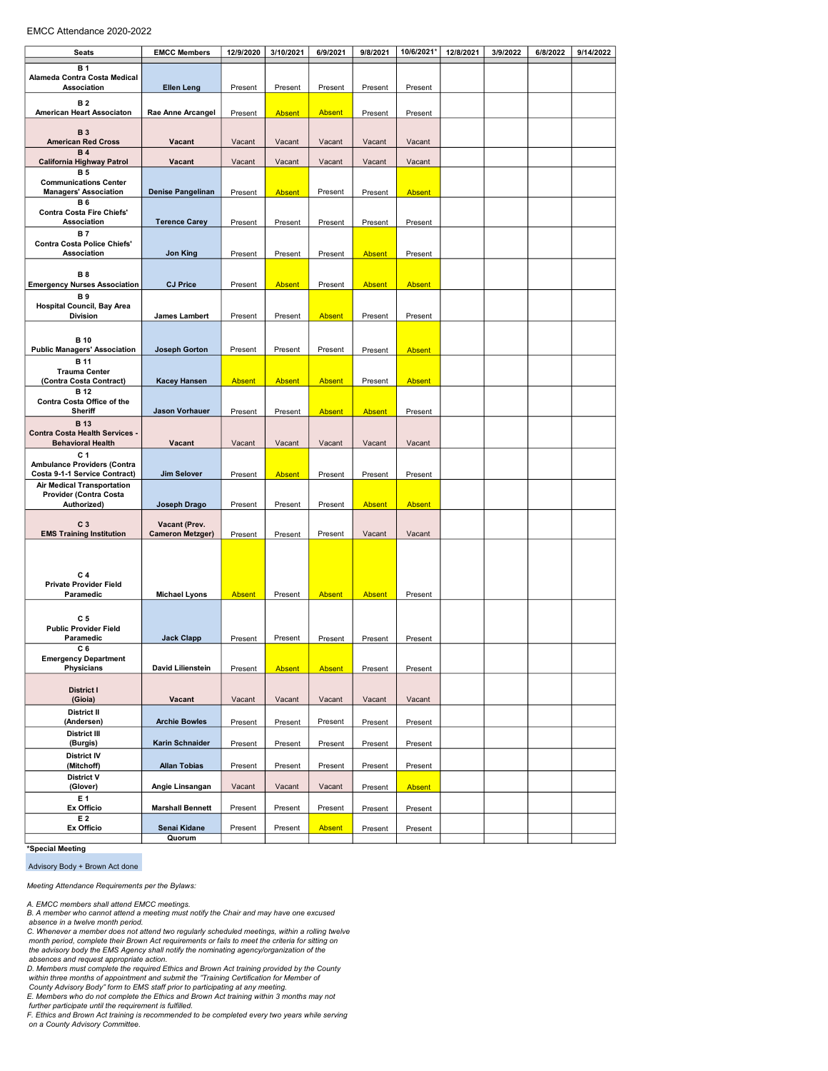EMCC Attendance 2020-2022

| Seats | EMCC Members | 12/9/2020 | 3/10/2021 | 6/9/2021 | 9/8/2021 | 10/6/2021* | 12/8/2021 | 3/9/2022 | 6/8/2022 | 9/14/2022 |
|---|---|---|---|---|---|---|---|---|---|---|
| **B 1 Alameda Contra Costa Medical Association** | **Ellen Leng** | Present | Present | Present | Present | Present | | | | |
| **B 2 American Heart Associaton** | **Rae Anne Arcangel** | Present | Absent | Absent | Present | Present | | | | |
| **B 3 American Red Cross** | **Vacant** | Vacant | Vacant | Vacant | Vacant | Vacant | | | | |
| **B 4 California Highway Patrol** | **Vacant** | Vacant | Vacant | Vacant | Vacant | Vacant | | | | |
| **B 5 Communications Center Managers' Association** | **Denise Pangelinan** | Present | Absent | Present | Present | Absent | | | | |
| **B 6 Contra Costa Fire Chiefs' Association** | **Terence Carey** | Present | Present | Present | Present | Present | | | | |
| **B 7 Contra Costa Police Chiefs' Association** | **Jon King** | Present | Present | Present | Absent | Present | | | | |
| **B 8 Emergency Nurses Association** | **CJ Price** | Present | Absent | Present | Absent | Absent | | | | |
| **B 9 Hospital Council, Bay Area Division** | **James Lambert** | Present | Present | Absent | Present | Present | | | | |
| **B 10 Public Managers' Association** | **Joseph Gorton** | Present | Present | Present | Present | Absent | | | | |
| **B 11 Trauma Center (Contra Costa Contract)** | **Kacey Hansen** | Absent | Absent | Absent | Present | Absent | | | | |
| **B 12 Contra Costa Office of the Sheriff** | **Jason Vorhauer** | Present | Present | Absent | Absent | Present | | | | |
| **B 13 Contra Costa Health Services - Behavioral Health** | **Vacant** | Vacant | Vacant | Vacant | Vacant | Vacant | | | | |
| **C 1 Ambulance Providers (Contra Costa 9-1-1 Service Contract)** | **Jim Selover** | Present | Absent | Present | Present | Present | | | | |
| **Air Medical Transportation Provider (Contra Costa Authorized)** | **Joseph Drago** | Present | Present | Present | Absent | Absent | | | | |
| **C 3 EMS Training Institution** | **Vacant (Prev. Cameron Metzger)** | Present | Present | Present | Vacant | Vacant | | | | |
| **C 4 Private Provider Field Paramedic** | **Michael Lyons** | Absent | Present | Absent | Absent | Present | | | | |
| **C 5 Public Provider Field Paramedic** | **Jack Clapp** | Present | Present | Present | Present | Present | | | | |
| **C 6 Emergency Department Physicians** | **David Lilienstein** | Present | Absent | Absent | Present | Present | | | | |
| **District I (Gioia)** | **Vacant** | Vacant | Vacant | Vacant | Vacant | Vacant | | | | |
| **District II (Andersen)** | **Archie Bowles** | Present | Present | Present | Present | Present | | | | |
| **District III (Burgis)** | **Karin Schnaider** | Present | Present | Present | Present | Present | | | | |
| **District IV (Mitchoff)** | **Allan Tobias** | Present | Present | Present | Present | Present | | | | |
| **District V (Glover)** | **Angie Linsangan** | Vacant | Vacant | Vacant | Present | Absent | | | | |
| **E 1 Ex Officio** | **Marshall Bennett** | Present | Present | Present | Present | Present | | | | |
| **E 2 Ex Officio** | **Senai Kidane** | Present | Present | Absent | Present | Present | | | | |
| | **Quorum** | | | | | | | | | |

**\*Special Meeting**

Advisory Body + Brown Act done

*Meeting Attendance Requirements per the Bylaws:*

*A. EMCC members shall attend EMCC meetings.*
*B. A member who cannot attend a meeting must notify the Chair and may have one excused absence in a twelve month period.*
*C. Whenever a member does not attend two regularly scheduled meetings, within a rolling twelve month period, complete their Brown Act requirements or fails to meet the criteria for sitting on the advisory body the EMS Agency shall notify the nominating agency/organization of the absences and request appropriate action.*
*D. Members must complete the required Ethics and Brown Act training provided by the County within three months of appointment and submit the "Training Certification for Member of County Advisory Body" form to EMS staff prior to participating at any meeting.*
*E. Members who do not complete the Ethics and Brown Act training within 3 months may not further participate until the requirement is fulfilled.*
*F. Ethics and Brown Act training is recommended to be completed every two years while serving on a County Advisory Committee.*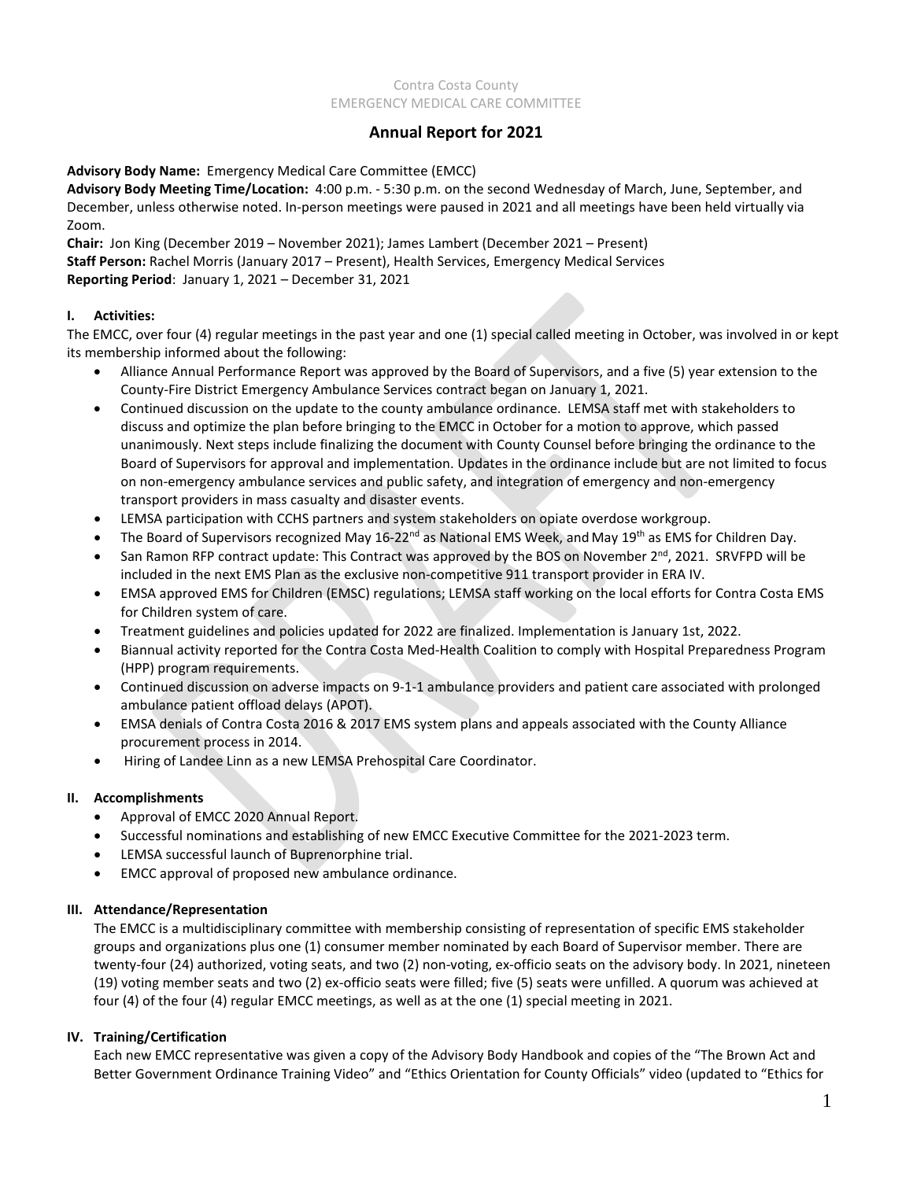Contra Costa County
EMERGENCY MEDICAL CARE COMMITTEE

# Annual Report for 2021

**Advisory Body Name:** Emergency Medical Care Committee (EMCC)
**Advisory Body Meeting Time/Location:** 4:00 p.m. - 5:30 p.m. on the second Wednesday of March, June, September, and December, unless otherwise noted. In-person meetings were paused in 2021 and all meetings have been held virtually via Zoom.
**Chair:** Jon King (December 2019 – November 2021); James Lambert (December 2021 – Present)
**Staff Person:** Rachel Morris (January 2017 – Present), Health Services, Emergency Medical Services
**Reporting Period**: January 1, 2021 – December 31, 2021

## I. Activities:

The EMCC, over four (4) regular meetings in the past year and one (1) special called meeting in October, was involved in or kept its membership informed about the following:

- Alliance Annual Performance Report was approved by the Board of Supervisors, and a five (5) year extension to the County-Fire District Emergency Ambulance Services contract began on January 1, 2021.
- Continued discussion on the update to the county ambulance ordinance. LEMSA staff met with stakeholders to discuss and optimize the plan before bringing to the EMCC in October for a motion to approve, which passed unanimously. Next steps include finalizing the document with County Counsel before bringing the ordinance to the Board of Supervisors for approval and implementation. Updates in the ordinance include but are not limited to focus on non-emergency ambulance services and public safety, and integration of emergency and non-emergency transport providers in mass casualty and disaster events.
- LEMSA participation with CCHS partners and system stakeholders on opiate overdose workgroup.
- The Board of Supervisors recognized May 16-22nd as National EMS Week, and May 19th as EMS for Children Day.
- San Ramon RFP contract update: This Contract was approved by the BOS on November 2nd, 2021. SRVFPD will be included in the next EMS Plan as the exclusive non-competitive 911 transport provider in ERA IV.
- EMSA approved EMS for Children (EMSC) regulations; LEMSA staff working on the local efforts for Contra Costa EMS for Children system of care.
- Treatment guidelines and policies updated for 2022 are finalized. Implementation is January 1st, 2022.
- Biannual activity reported for the Contra Costa Med-Health Coalition to comply with Hospital Preparedness Program (HPP) program requirements.
- Continued discussion on adverse impacts on 9-1-1 ambulance providers and patient care associated with prolonged ambulance patient offload delays (APOT).
- EMSA denials of Contra Costa 2016 & 2017 EMS system plans and appeals associated with the County Alliance procurement process in 2014.
- Hiring of Landee Linn as a new LEMSA Prehospital Care Coordinator.

## II. Accomplishments

- Approval of EMCC 2020 Annual Report.
- Successful nominations and establishing of new EMCC Executive Committee for the 2021-2023 term.
- LEMSA successful launch of Buprenorphine trial.
- EMCC approval of proposed new ambulance ordinance.

## III. Attendance/Representation

The EMCC is a multidisciplinary committee with membership consisting of representation of specific EMS stakeholder groups and organizations plus one (1) consumer member nominated by each Board of Supervisor member. There are twenty-four (24) authorized, voting seats, and two (2) non-voting, ex-officio seats on the advisory body. In 2021, nineteen (19) voting member seats and two (2) ex-officio seats were filled; five (5) seats were unfilled. A quorum was achieved at four (4) of the four (4) regular EMCC meetings, as well as at the one (1) special meeting in 2021.

## IV. Training/Certification

Each new EMCC representative was given a copy of the Advisory Body Handbook and copies of the "The Brown Act and Better Government Ordinance Training Video" and "Ethics Orientation for County Officials" video (updated to "Ethics for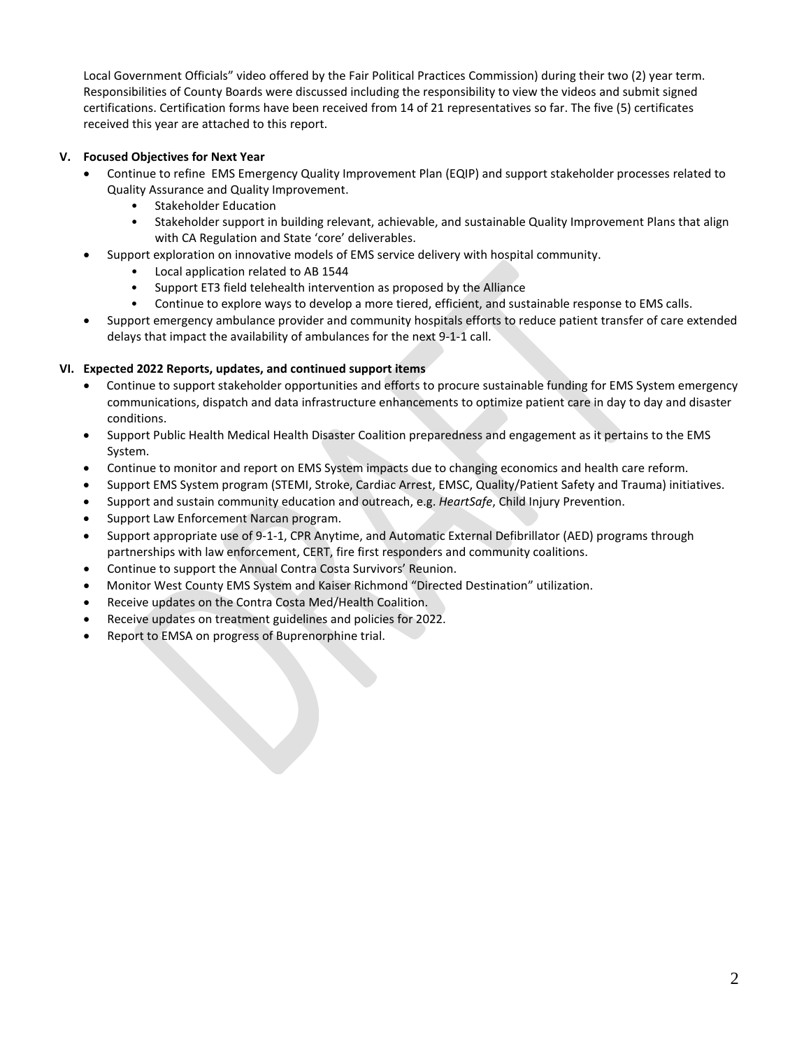Local Government Officials" video offered by the Fair Political Practices Commission) during their two (2) year term. Responsibilities of County Boards were discussed including the responsibility to view the videos and submit signed certifications. Certification forms have been received from 14 of 21 representatives so far. The five (5) certificates received this year are attached to this report.

## V. Focused Objectives for Next Year

- Continue to refine EMS Emergency Quality Improvement Plan (EQIP) and support stakeholder processes related to Quality Assurance and Quality Improvement.
  - Stakeholder Education
  - Stakeholder support in building relevant, achievable, and sustainable Quality Improvement Plans that align with CA Regulation and State 'core' deliverables.
- Support exploration on innovative models of EMS service delivery with hospital community.
  - Local application related to AB 1544
  - Support ET3 field telehealth intervention as proposed by the Alliance
  - Continue to explore ways to develop a more tiered, efficient, and sustainable response to EMS calls.
- Support emergency ambulance provider and community hospitals efforts to reduce patient transfer of care extended delays that impact the availability of ambulances for the next 9-1-1 call.

## VI. Expected 2022 Reports, updates, and continued support items

- Continue to support stakeholder opportunities and efforts to procure sustainable funding for EMS System emergency communications, dispatch and data infrastructure enhancements to optimize patient care in day to day and disaster conditions.
- Support Public Health Medical Health Disaster Coalition preparedness and engagement as it pertains to the EMS System.
- Continue to monitor and report on EMS System impacts due to changing economics and health care reform.
- Support EMS System program (STEMI, Stroke, Cardiac Arrest, EMSC, Quality/Patient Safety and Trauma) initiatives.
- Support and sustain community education and outreach, e.g. *HeartSafe*, Child Injury Prevention.
- Support Law Enforcement Narcan program.
- Support appropriate use of 9-1-1, CPR Anytime, and Automatic External Defibrillator (AED) programs through partnerships with law enforcement, CERT, fire first responders and community coalitions.
- Continue to support the Annual Contra Costa Survivors' Reunion.
- Monitor West County EMS System and Kaiser Richmond "Directed Destination" utilization.
- Receive updates on the Contra Costa Med/Health Coalition.
- Receive updates on treatment guidelines and policies for 2022.
- Report to EMSA on progress of Buprenorphine trial.